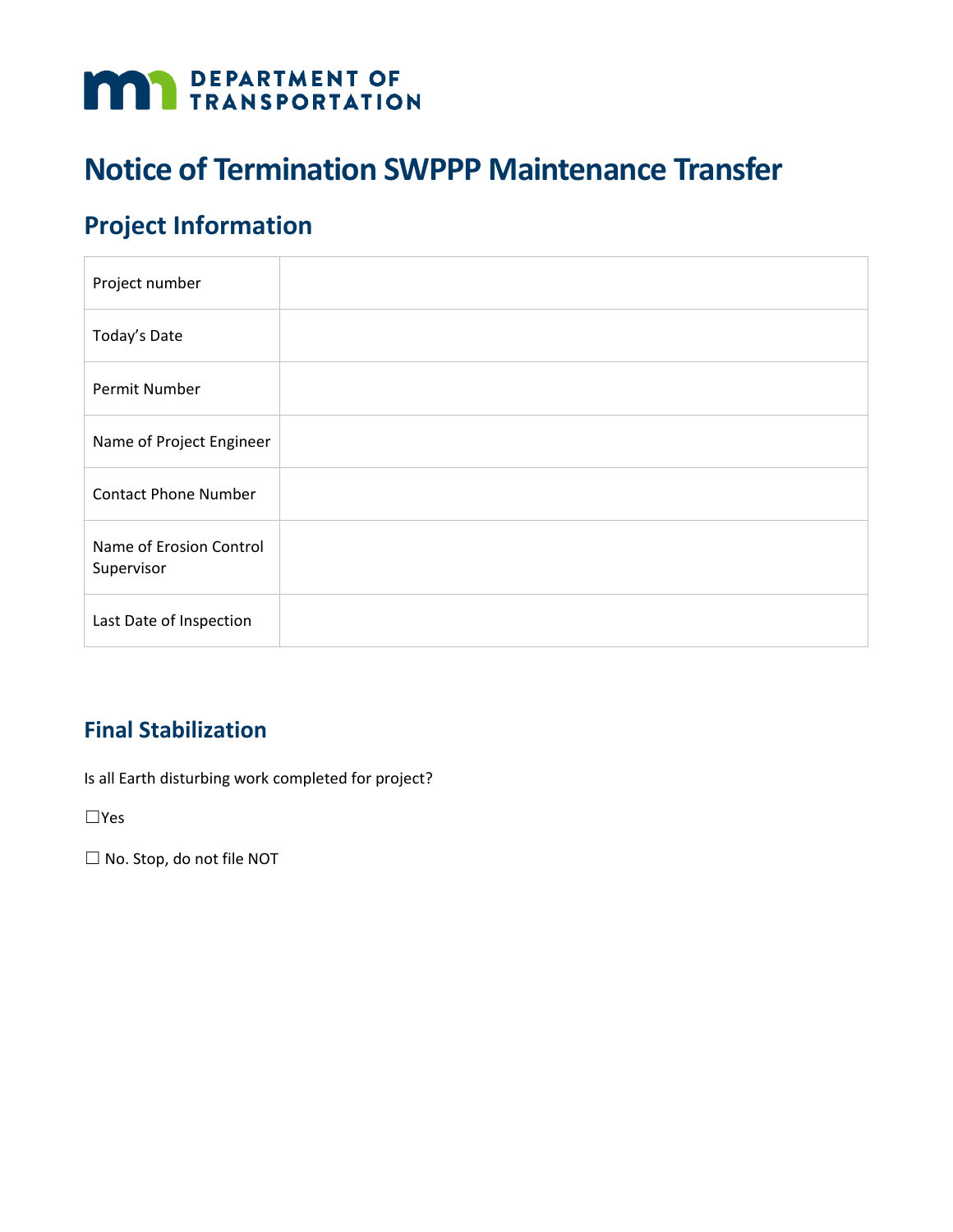DEPARTMENT OF TRANSPORTATION

# Notice of Termination SWPPP Maintenance Transfer

## Project Information

| Project number | |
|---|---|
| Today's Date | |
| Permit Number | |
| Name of Project Engineer | |
| Contact Phone Number | |
| Name of Erosion Control Supervisor | |
| Last Date of Inspection | |

## Final Stabilization

Is all Earth disturbing work completed for project?

☐Yes

☐ No. Stop, do not file NOT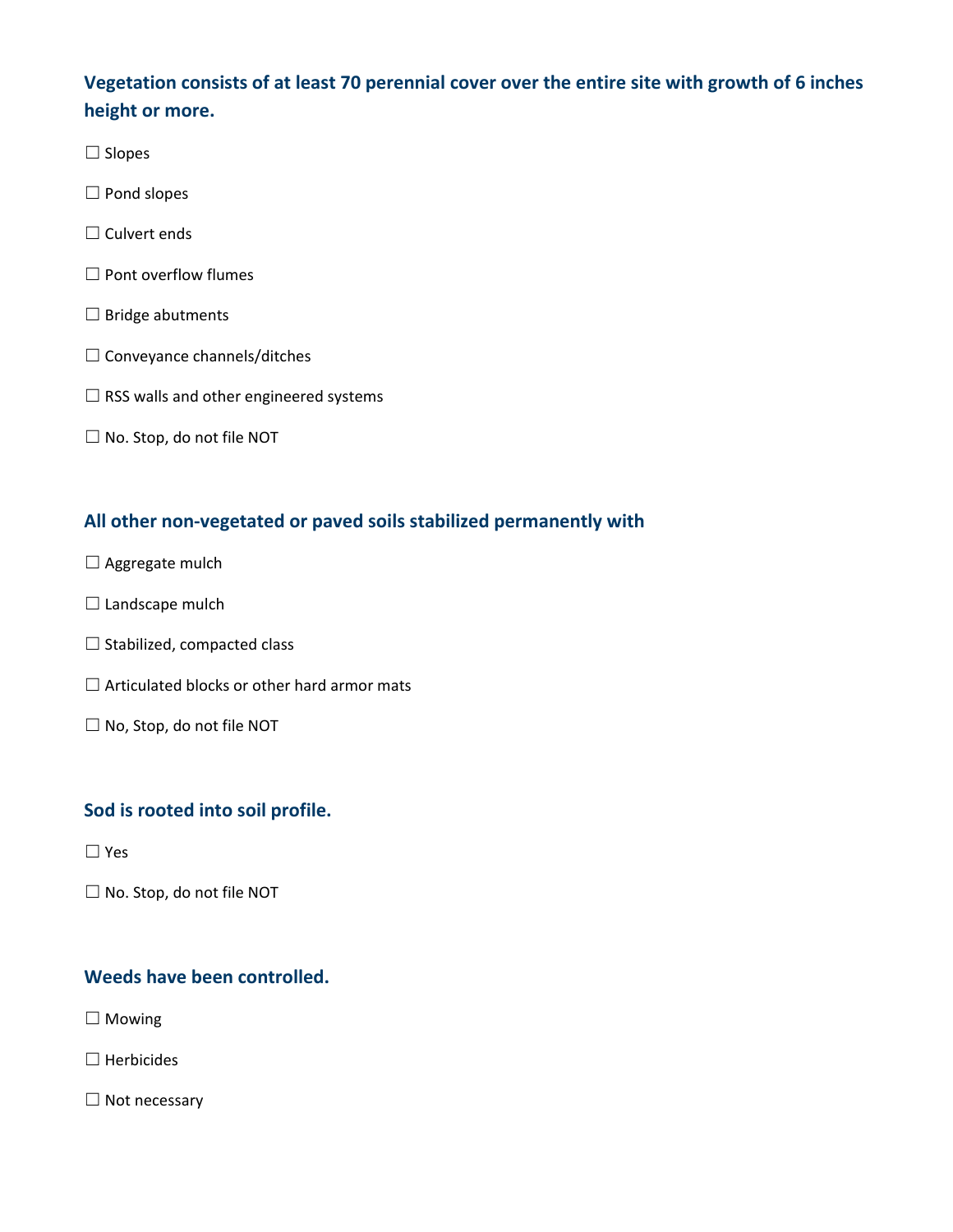### Vegetation consists of at least 70 perennial cover over the entire site with growth of 6 inches height or more.

☐ Slopes

☐ Pond slopes

☐ Culvert ends

☐ Pont overflow flumes

☐ Bridge abutments

☐ Conveyance channels/ditches

☐ RSS walls and other engineered systems

☐ No. Stop, do not file NOT

### All other non-vegetated or paved soils stabilized permanently with

☐ Aggregate mulch

☐ Landscape mulch

☐ Stabilized, compacted class

☐ Articulated blocks or other hard armor mats

☐ No, Stop, do not file NOT

### Sod is rooted into soil profile.

☐ Yes

☐ No. Stop, do not file NOT

### Weeds have been controlled.

☐ Mowing

☐ Herbicides

☐ Not necessary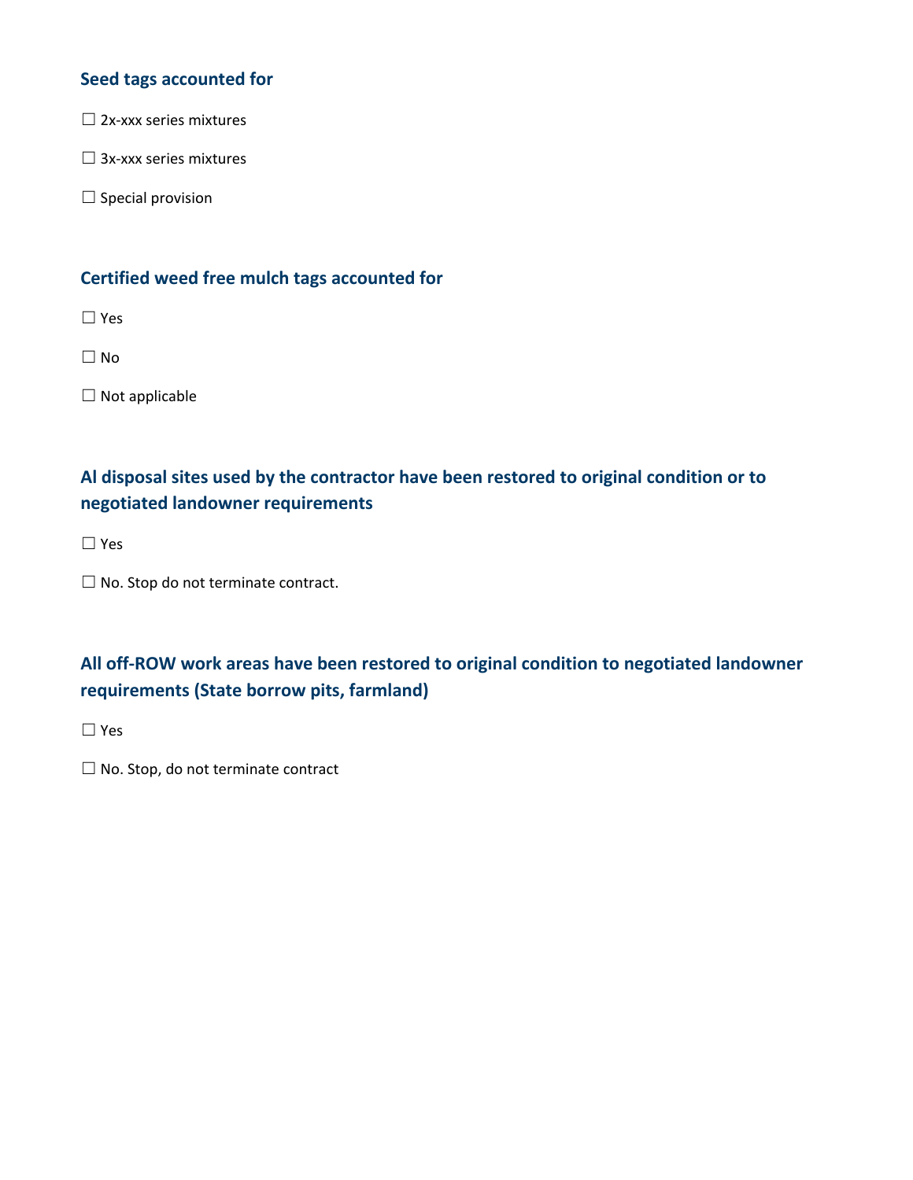### Seed tags accounted for

☐ 2x-xxx series mixtures

☐ 3x-xxx series mixtures

☐ Special provision

### Certified weed free mulch tags accounted for

☐ Yes

☐ No

☐ Not applicable

### Al disposal sites used by the contractor have been restored to original condition or to negotiated landowner requirements

☐ Yes

☐ No. Stop do not terminate contract.

### All off-ROW work areas have been restored to original condition to negotiated landowner requirements (State borrow pits, farmland)

☐ Yes

☐ No. Stop, do not terminate contract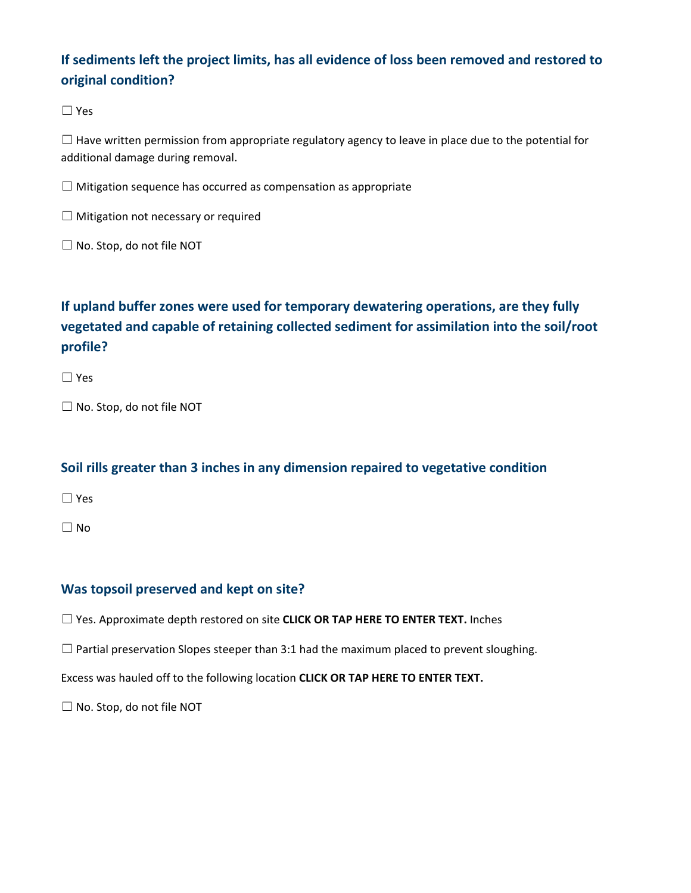### If sediments left the project limits, has all evidence of loss been removed and restored to original condition?

☐ Yes

☐ Have written permission from appropriate regulatory agency to leave in place due to the potential for additional damage during removal.

☐ Mitigation sequence has occurred as compensation as appropriate

☐ Mitigation not necessary or required

☐ No. Stop, do not file NOT

### If upland buffer zones were used for temporary dewatering operations, are they fully vegetated and capable of retaining collected sediment for assimilation into the soil/root profile?

☐ Yes

☐ No. Stop, do not file NOT

### Soil rills greater than 3 inches in any dimension repaired to vegetative condition

☐ Yes

☐ No

### Was topsoil preserved and kept on site?

☐ Yes. Approximate depth restored on site **CLICK OR TAP HERE TO ENTER TEXT.** Inches

☐ Partial preservation Slopes steeper than 3:1 had the maximum placed to prevent sloughing.

Excess was hauled off to the following location **CLICK OR TAP HERE TO ENTER TEXT.**

☐ No. Stop, do not file NOT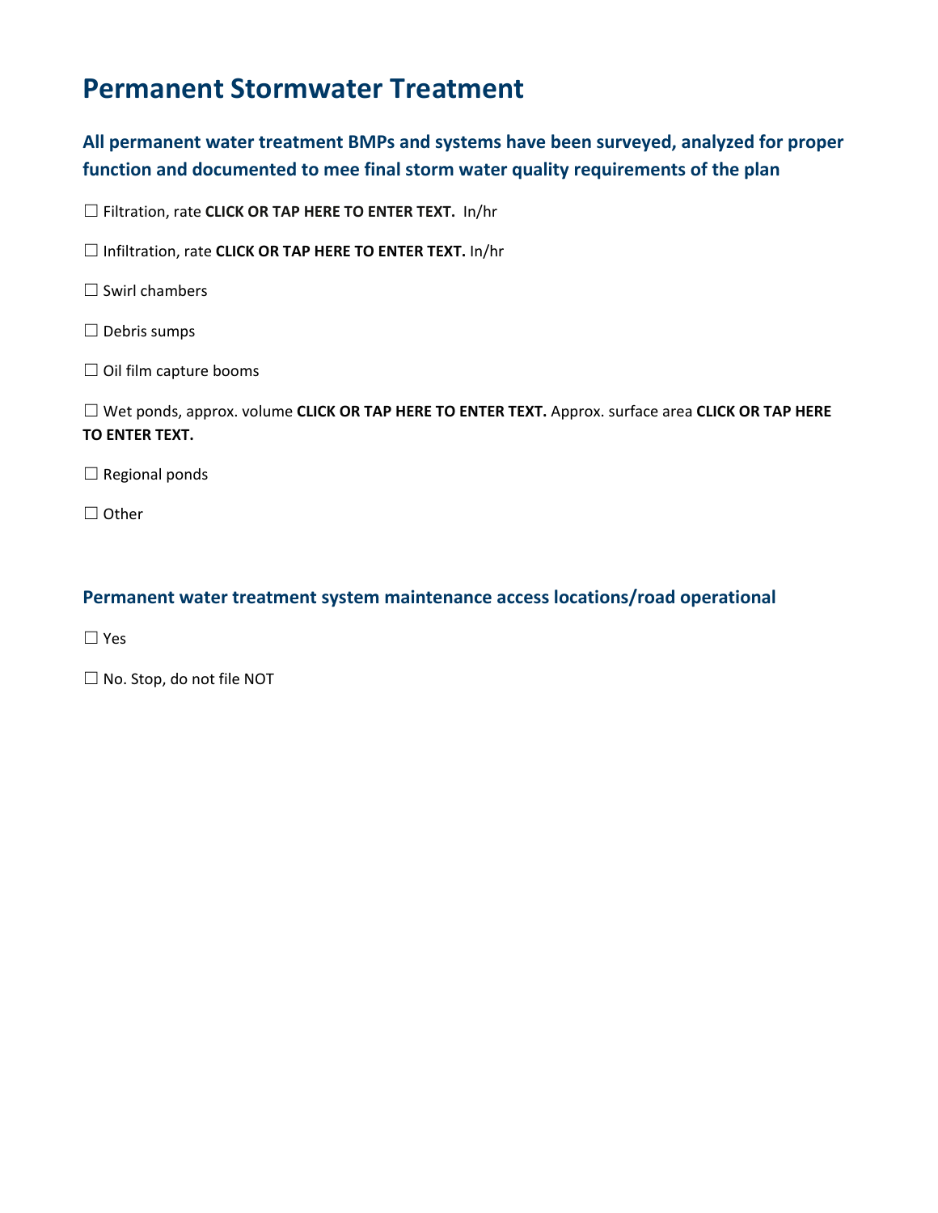# Permanent Stormwater Treatment

## All permanent water treatment BMPs and systems have been surveyed, analyzed for proper function and documented to mee final storm water quality requirements of the plan

☐ Filtration, rate **CLICK OR TAP HERE TO ENTER TEXT.** In/hr

☐ Infiltration, rate **CLICK OR TAP HERE TO ENTER TEXT.** In/hr

☐ Swirl chambers

☐ Debris sumps

☐ Oil film capture booms

☐ Wet ponds, approx. volume **CLICK OR TAP HERE TO ENTER TEXT.** Approx. surface area **CLICK OR TAP HERE TO ENTER TEXT.**

☐ Regional ponds

☐ Other

## Permanent water treatment system maintenance access locations/road operational

☐ Yes

☐ No. Stop, do not file NOT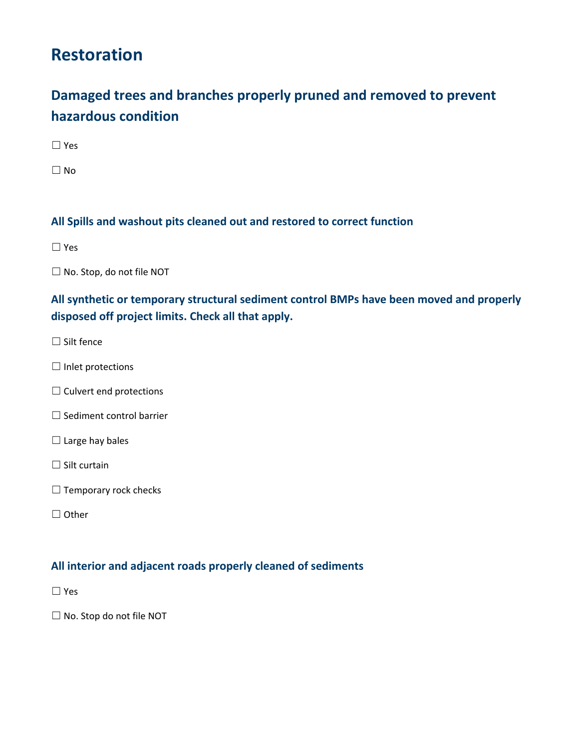# Restoration

## Damaged trees and branches properly pruned and removed to prevent hazardous condition

☐ Yes

☐ No

### All Spills and washout pits cleaned out and restored to correct function

☐ Yes

☐ No. Stop, do not file NOT

### All synthetic or temporary structural sediment control BMPs have been moved and properly disposed off project limits. Check all that apply.

☐ Silt fence

☐ Inlet protections

☐ Culvert end protections

☐ Sediment control barrier

☐ Large hay bales

☐ Silt curtain

☐ Temporary rock checks

☐ Other

### All interior and adjacent roads properly cleaned of sediments

☐ Yes

☐ No. Stop do not file NOT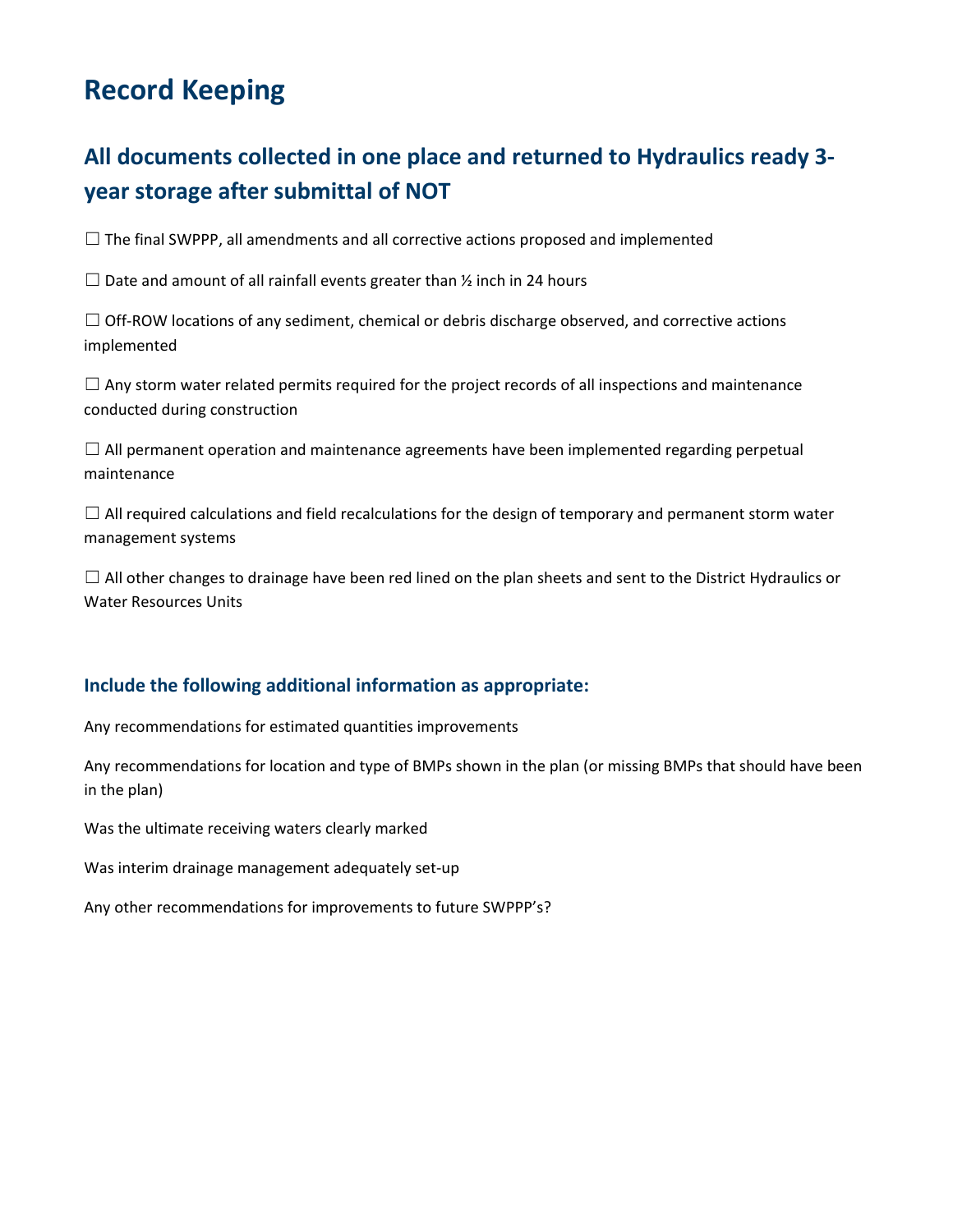# Record Keeping

## All documents collected in one place and returned to Hydraulics ready 3-year storage after submittal of NOT

☐ The final SWPPP, all amendments and all corrective actions proposed and implemented

☐ Date and amount of all rainfall events greater than ½ inch in 24 hours

☐ Off-ROW locations of any sediment, chemical or debris discharge observed, and corrective actions implemented

☐ Any storm water related permits required for the project records of all inspections and maintenance conducted during construction

☐ All permanent operation and maintenance agreements have been implemented regarding perpetual maintenance

☐ All required calculations and field recalculations for the design of temporary and permanent storm water management systems

☐ All other changes to drainage have been red lined on the plan sheets and sent to the District Hydraulics or Water Resources Units

### Include the following additional information as appropriate:

Any recommendations for estimated quantities improvements

Any recommendations for location and type of BMPs shown in the plan (or missing BMPs that should have been in the plan)

Was the ultimate receiving waters clearly marked

Was interim drainage management adequately set-up

Any other recommendations for improvements to future SWPPP's?